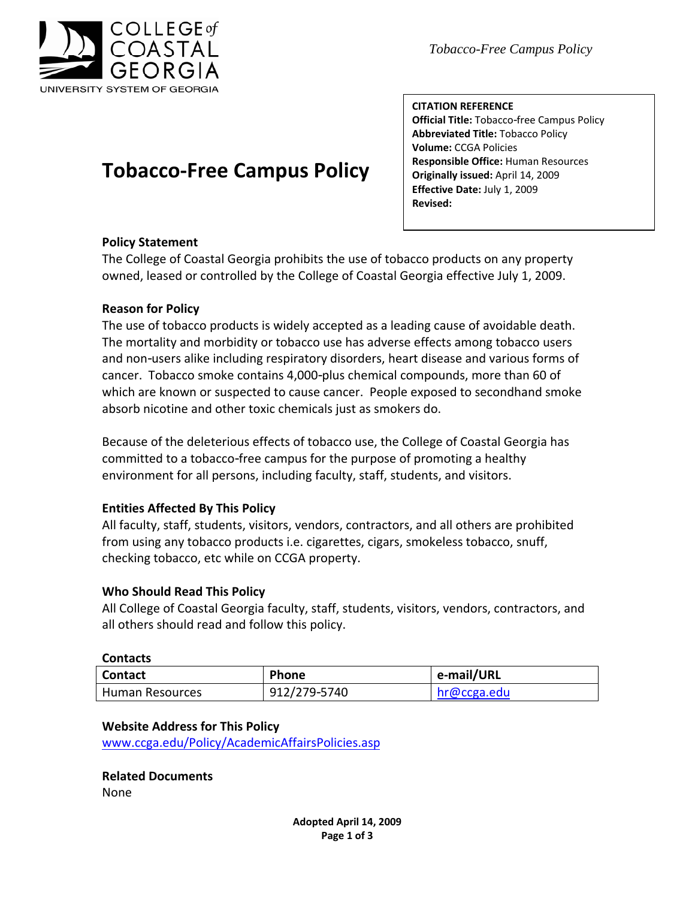COLLEGE of COASTAL GEORGIA
UNIVERSITY SYSTEM OF GEORGIA

# Tobacco-Free Campus Policy

**CITATION REFERENCE**
**Official Title:** Tobacco-free Campus Policy
**Abbreviated Title:** Tobacco Policy
**Volume:** CCGA Policies
**Responsible Office:** Human Resources
**Originally issued:** April 14, 2009
**Effective Date:** July 1, 2009
**Revised:**

**Policy Statement**
The College of Coastal Georgia prohibits the use of tobacco products on any property owned, leased or controlled by the College of Coastal Georgia effective July 1, 2009.

**Reason for Policy**
The use of tobacco products is widely accepted as a leading cause of avoidable death. The mortality and morbidity or tobacco use has adverse effects among tobacco users and non-users alike including respiratory disorders, heart disease and various forms of cancer. Tobacco smoke contains 4,000-plus chemical compounds, more than 60 of which are known or suspected to cause cancer. People exposed to secondhand smoke absorb nicotine and other toxic chemicals just as smokers do.

Because of the deleterious effects of tobacco use, the College of Coastal Georgia has committed to a tobacco-free campus for the purpose of promoting a healthy environment for all persons, including faculty, staff, students, and visitors.

**Entities Affected By This Policy**
All faculty, staff, students, visitors, vendors, contractors, and all others are prohibited from using any tobacco products i.e. cigarettes, cigars, smokeless tobacco, snuff, checking tobacco, etc while on CCGA property.

**Who Should Read This Policy**
All College of Coastal Georgia faculty, staff, students, visitors, vendors, contractors, and all others should read and follow this policy.

**Contacts**

| Contact | Phone | e-mail/URL |
|---|---|---|
| Human Resources | 912/279-5740 | hr@ccga.edu |

**Website Address for This Policy**
www.ccga.edu/Policy/AcademicAffairsPolicies.asp

**Related Documents**
None

**Adopted April 14, 2009**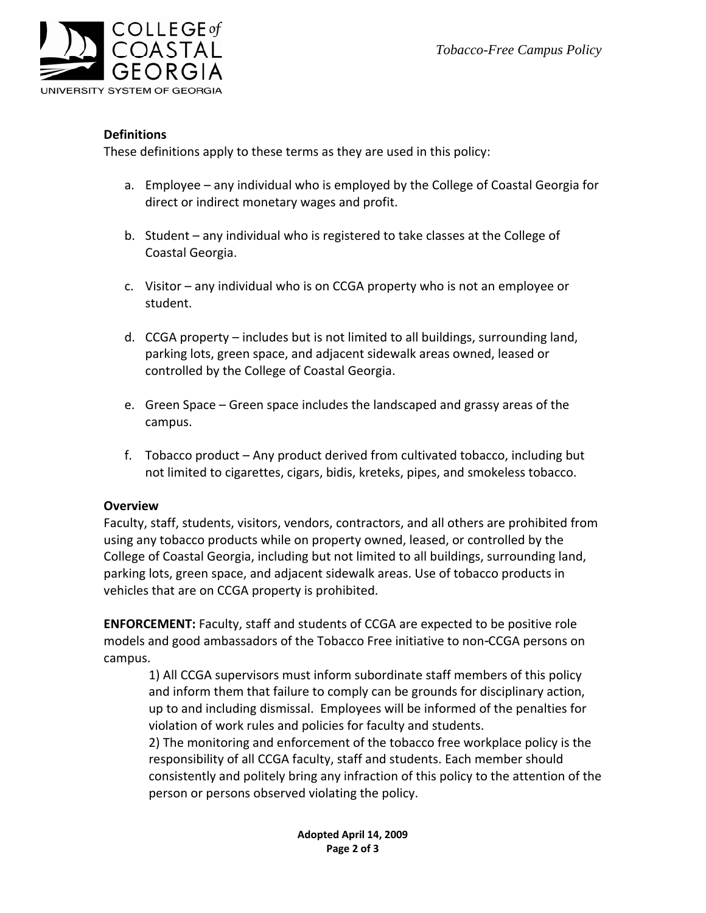## Definitions

These definitions apply to these terms as they are used in this policy:

a. Employee – any individual who is employed by the College of Coastal Georgia for direct or indirect monetary wages and profit.

b. Student – any individual who is registered to take classes at the College of Coastal Georgia.

c. Visitor – any individual who is on CCGA property who is not an employee or student.

d. CCGA property – includes but is not limited to all buildings, surrounding land, parking lots, green space, and adjacent sidewalk areas owned, leased or controlled by the College of Coastal Georgia.

e. Green Space – Green space includes the landscaped and grassy areas of the campus.

f. Tobacco product – Any product derived from cultivated tobacco, including but not limited to cigarettes, cigars, bidis, kreteks, pipes, and smokeless tobacco.

## Overview

Faculty, staff, students, visitors, vendors, contractors, and all others are prohibited from using any tobacco products while on property owned, leased, or controlled by the College of Coastal Georgia, including but not limited to all buildings, surrounding land, parking lots, green space, and adjacent sidewalk areas. Use of tobacco products in vehicles that are on CCGA property is prohibited.

**ENFORCEMENT:** Faculty, staff and students of CCGA are expected to be positive role models and good ambassadors of the Tobacco Free initiative to non-CCGA persons on campus.

1) All CCGA supervisors must inform subordinate staff members of this policy and inform them that failure to comply can be grounds for disciplinary action, up to and including dismissal. Employees will be informed of the penalties for violation of work rules and policies for faculty and students.

2) The monitoring and enforcement of the tobacco free workplace policy is the responsibility of all CCGA faculty, staff and students. Each member should consistently and politely bring any infraction of this policy to the attention of the person or persons observed violating the policy.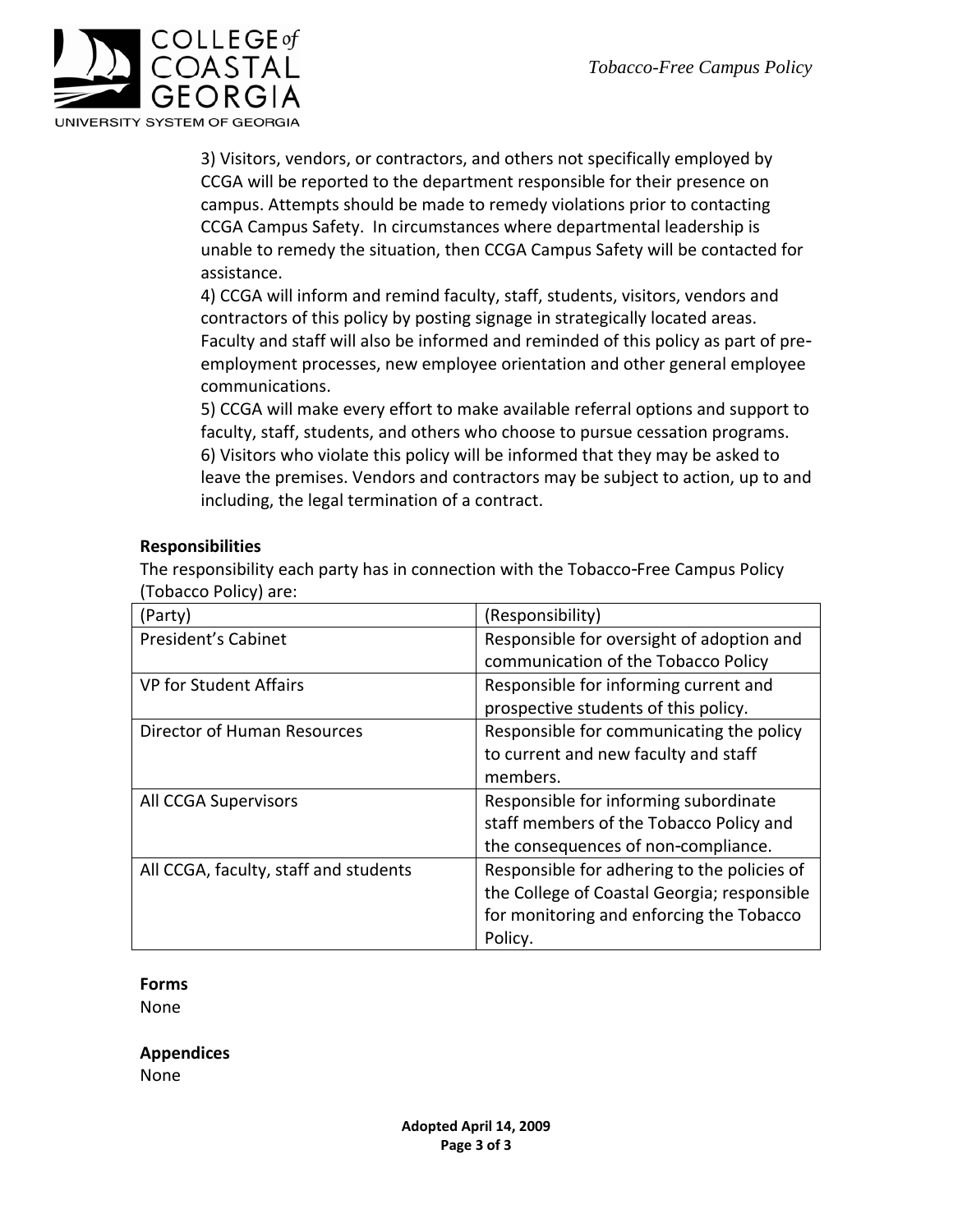3) Visitors, vendors, or contractors, and others not specifically employed by CCGA will be reported to the department responsible for their presence on campus. Attempts should be made to remedy violations prior to contacting CCGA Campus Safety. In circumstances where departmental leadership is unable to remedy the situation, then CCGA Campus Safety will be contacted for assistance.

4) CCGA will inform and remind faculty, staff, students, visitors, vendors and contractors of this policy by posting signage in strategically located areas. Faculty and staff will also be informed and reminded of this policy as part of pre-employment processes, new employee orientation and other general employee communications.

5) CCGA will make every effort to make available referral options and support to faculty, staff, students, and others who choose to pursue cessation programs.

6) Visitors who violate this policy will be informed that they may be asked to leave the premises. Vendors and contractors may be subject to action, up to and including, the legal termination of a contract.

**Responsibilities**

The responsibility each party has in connection with the Tobacco-Free Campus Policy (Tobacco Policy) are:

| (Party) | (Responsibility) |
|---|---|
| President's Cabinet | Responsible for oversight of adoption and communication of the Tobacco Policy |
| VP for Student Affairs | Responsible for informing current and prospective students of this policy. |
| Director of Human Resources | Responsible for communicating the policy to current and new faculty and staff members. |
| All CCGA Supervisors | Responsible for informing subordinate staff members of the Tobacco Policy and the consequences of non-compliance. |
| All CCGA, faculty, staff and students | Responsible for adhering to the policies of the College of Coastal Georgia; responsible for monitoring and enforcing the Tobacco Policy. |

**Forms**

None

**Appendices**

None

**Adopted April 14, 2009**